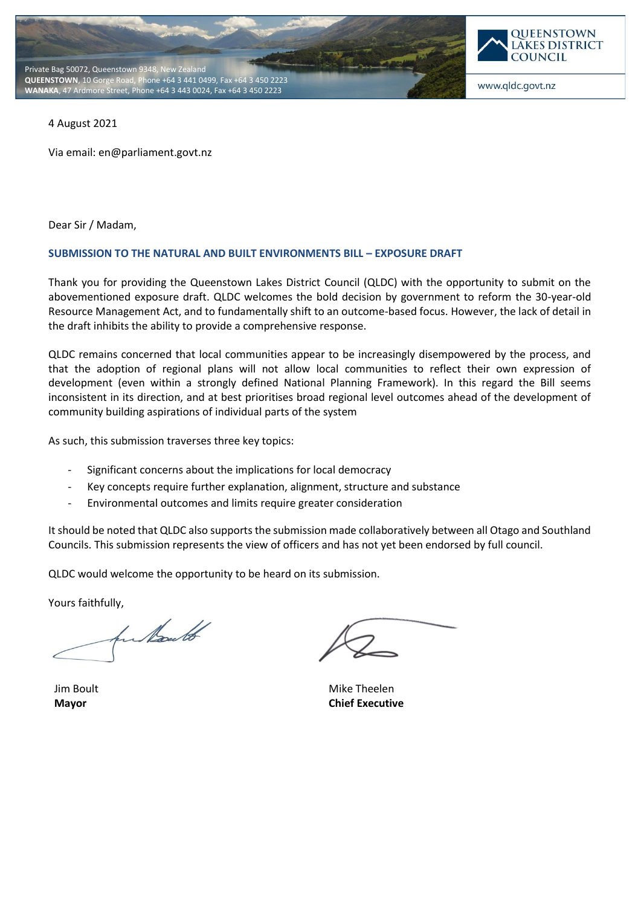Private Bag 50072, Queenstown 9348, New Zealand
**QUEENSTOWN**, 10 Gorge Road, Phone +64 3 441 0499, Fax +64 3 450 2223
**WANAKA**, 47 Ardmore Street, Phone +64 3 443 0024, Fax +64 3 450 2223

QUEENSTOWN LAKES DISTRICT COUNCIL

www.qldc.govt.nz

4 August 2021

Via email: en@parliament.govt.nz

Dear Sir / Madam,

## SUBMISSION TO THE NATURAL AND BUILT ENVIRONMENTS BILL – EXPOSURE DRAFT

Thank you for providing the Queenstown Lakes District Council (QLDC) with the opportunity to submit on the abovementioned exposure draft. QLDC welcomes the bold decision by government to reform the 30-year-old Resource Management Act, and to fundamentally shift to an outcome-based focus. However, the lack of detail in the draft inhibits the ability to provide a comprehensive response.

QLDC remains concerned that local communities appear to be increasingly disempowered by the process, and that the adoption of regional plans will not allow local communities to reflect their own expression of development (even within a strongly defined National Planning Framework). In this regard the Bill seems inconsistent in its direction, and at best prioritises broad regional level outcomes ahead of the development of community building aspirations of individual parts of the system

As such, this submission traverses three key topics:

- Significant concerns about the implications for local democracy
- Key concepts require further explanation, alignment, structure and substance
- Environmental outcomes and limits require greater consideration

It should be noted that QLDC also supports the submission made collaboratively between all Otago and Southland Councils. This submission represents the view of officers and has not yet been endorsed by full council.

QLDC would welcome the opportunity to be heard on its submission.

Yours faithfully,

Jim Boult
**Mayor**

Mike Theelen
**Chief Executive**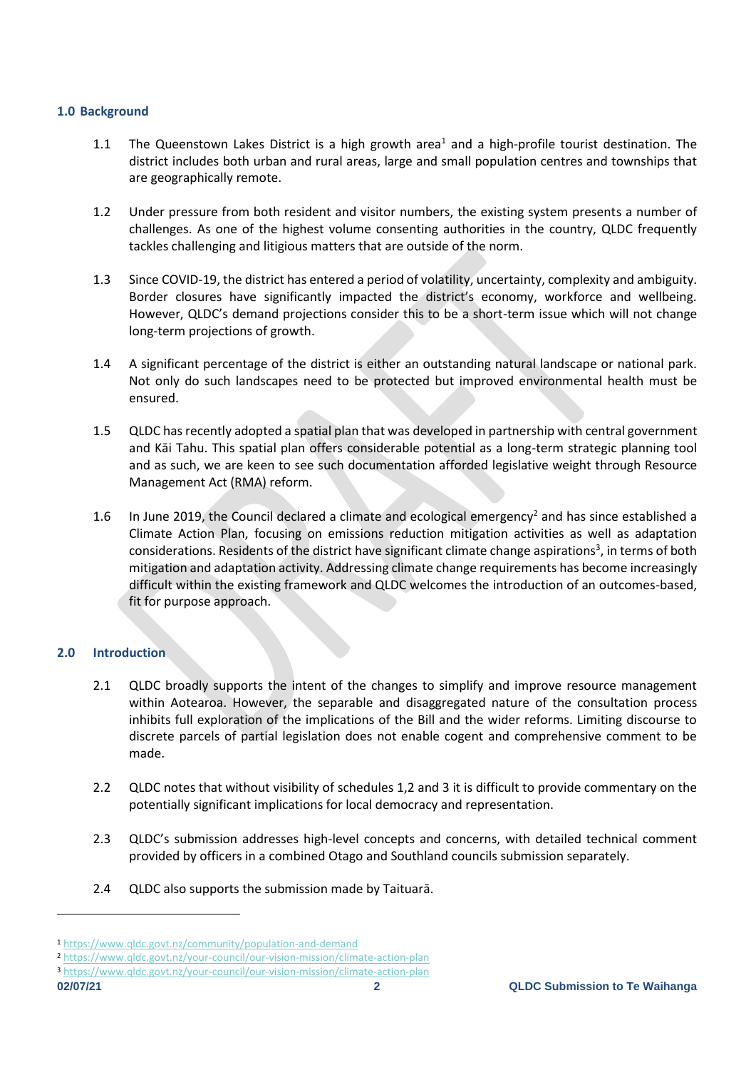## 1.0 Background

1.1 The Queenstown Lakes District is a high growth area[1] and a high-profile tourist destination. The district includes both urban and rural areas, large and small population centres and townships that are geographically remote.

1.2 Under pressure from both resident and visitor numbers, the existing system presents a number of challenges. As one of the highest volume consenting authorities in the country, QLDC frequently tackles challenging and litigious matters that are outside of the norm.

1.3 Since COVID-19, the district has entered a period of volatility, uncertainty, complexity and ambiguity. Border closures have significantly impacted the district's economy, workforce and wellbeing. However, QLDC's demand projections consider this to be a short-term issue which will not change long-term projections of growth.

1.4 A significant percentage of the district is either an outstanding natural landscape or national park. Not only do such landscapes need to be protected but improved environmental health must be ensured.

1.5 QLDC has recently adopted a spatial plan that was developed in partnership with central government and Kāi Tahu. This spatial plan offers considerable potential as a long-term strategic planning tool and as such, we are keen to see such documentation afforded legislative weight through Resource Management Act (RMA) reform.

1.6 In June 2019, the Council declared a climate and ecological emergency[2] and has since established a Climate Action Plan, focusing on emissions reduction mitigation activities as well as adaptation considerations. Residents of the district have significant climate change aspirations[3], in terms of both mitigation and adaptation activity. Addressing climate change requirements has become increasingly difficult within the existing framework and QLDC welcomes the introduction of an outcomes-based, fit for purpose approach.

## 2.0 Introduction

2.1 QLDC broadly supports the intent of the changes to simplify and improve resource management within Aotearoa. However, the separable and disaggregated nature of the consultation process inhibits full exploration of the implications of the Bill and the wider reforms. Limiting discourse to discrete parcels of partial legislation does not enable cogent and comprehensive comment to be made.

2.2 QLDC notes that without visibility of schedules 1,2 and 3 it is difficult to provide commentary on the potentially significant implications for local democracy and representation.

2.3 QLDC's submission addresses high-level concepts and concerns, with detailed technical comment provided by officers in a combined Otago and Southland councils submission separately.

2.4 QLDC also supports the submission made by Taituarā.

[1] https://www.qldc.govt.nz/community/population-and-demand

[2] https://www.qldc.govt.nz/your-council/our-vision-mission/climate-action-plan

[3] https://www.qldc.govt.nz/your-council/our-vision-mission/climate-action-plan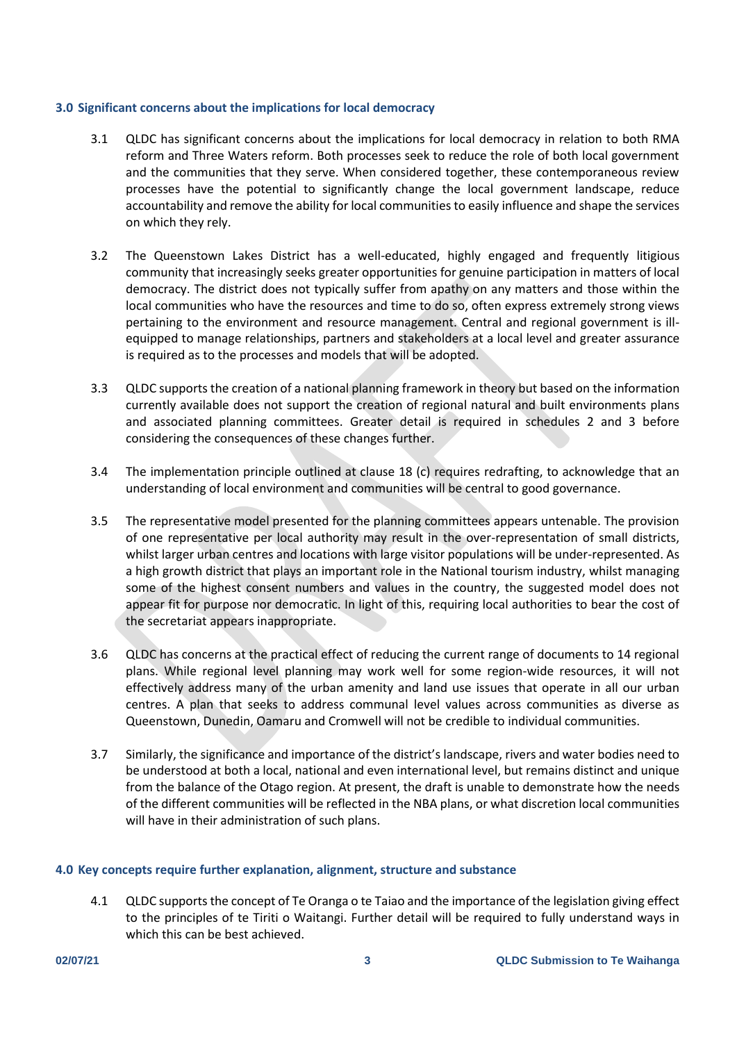### 3.0 Significant concerns about the implications for local democracy

3.1 QLDC has significant concerns about the implications for local democracy in relation to both RMA reform and Three Waters reform. Both processes seek to reduce the role of both local government and the communities that they serve. When considered together, these contemporaneous review processes have the potential to significantly change the local government landscape, reduce accountability and remove the ability for local communities to easily influence and shape the services on which they rely.

3.2 The Queenstown Lakes District has a well-educated, highly engaged and frequently litigious community that increasingly seeks greater opportunities for genuine participation in matters of local democracy. The district does not typically suffer from apathy on any matters and those within the local communities who have the resources and time to do so, often express extremely strong views pertaining to the environment and resource management. Central and regional government is ill-equipped to manage relationships, partners and stakeholders at a local level and greater assurance is required as to the processes and models that will be adopted.

3.3 QLDC supports the creation of a national planning framework in theory but based on the information currently available does not support the creation of regional natural and built environments plans and associated planning committees. Greater detail is required in schedules 2 and 3 before considering the consequences of these changes further.

3.4 The implementation principle outlined at clause 18 (c) requires redrafting, to acknowledge that an understanding of local environment and communities will be central to good governance.

3.5 The representative model presented for the planning committees appears untenable. The provision of one representative per local authority may result in the over-representation of small districts, whilst larger urban centres and locations with large visitor populations will be under-represented. As a high growth district that plays an important role in the National tourism industry, whilst managing some of the highest consent numbers and values in the country, the suggested model does not appear fit for purpose nor democratic. In light of this, requiring local authorities to bear the cost of the secretariat appears inappropriate.

3.6 QLDC has concerns at the practical effect of reducing the current range of documents to 14 regional plans. While regional level planning may work well for some region-wide resources, it will not effectively address many of the urban amenity and land use issues that operate in all our urban centres. A plan that seeks to address communal level values across communities as diverse as Queenstown, Dunedin, Oamaru and Cromwell will not be credible to individual communities.

3.7 Similarly, the significance and importance of the district's landscape, rivers and water bodies need to be understood at both a local, national and even international level, but remains distinct and unique from the balance of the Otago region. At present, the draft is unable to demonstrate how the needs of the different communities will be reflected in the NBA plans, or what discretion local communities will have in their administration of such plans.

### 4.0 Key concepts require further explanation, alignment, structure and substance

4.1 QLDC supports the concept of Te Oranga o te Taiao and the importance of the legislation giving effect to the principles of te Tiriti o Waitangi. Further detail will be required to fully understand ways in which this can be best achieved.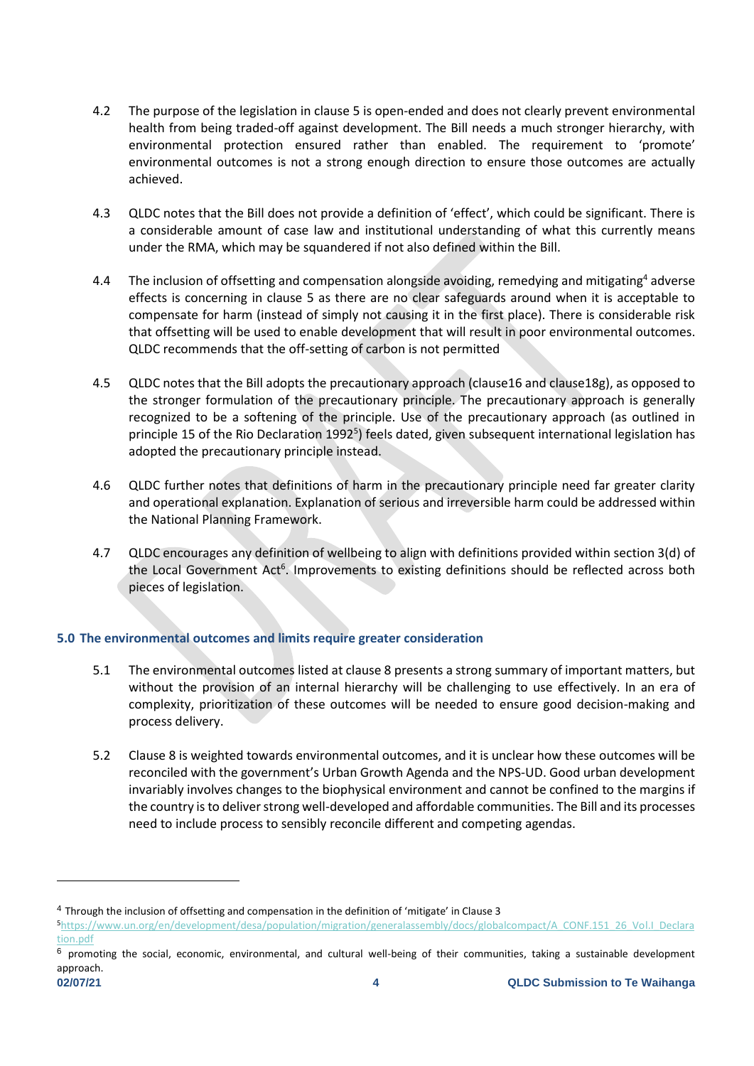4.2 The purpose of the legislation in clause 5 is open-ended and does not clearly prevent environmental health from being traded-off against development. The Bill needs a much stronger hierarchy, with environmental protection ensured rather than enabled. The requirement to 'promote' environmental outcomes is not a strong enough direction to ensure those outcomes are actually achieved.

4.3 QLDC notes that the Bill does not provide a definition of 'effect', which could be significant. There is a considerable amount of case law and institutional understanding of what this currently means under the RMA, which may be squandered if not also defined within the Bill.

4.4 The inclusion of offsetting and compensation alongside avoiding, remedying and mitigating[4] adverse effects is concerning in clause 5 as there are no clear safeguards around when it is acceptable to compensate for harm (instead of simply not causing it in the first place). There is considerable risk that offsetting will be used to enable development that will result in poor environmental outcomes. QLDC recommends that the off-setting of carbon is not permitted

4.5 QLDC notes that the Bill adopts the precautionary approach (clause16 and clause18g), as opposed to the stronger formulation of the precautionary principle. The precautionary approach is generally recognized to be a softening of the principle. Use of the precautionary approach (as outlined in principle 15 of the Rio Declaration 1992[5]) feels dated, given subsequent international legislation has adopted the precautionary principle instead.

4.6 QLDC further notes that definitions of harm in the precautionary principle need far greater clarity and operational explanation. Explanation of serious and irreversible harm could be addressed within the National Planning Framework.

4.7 QLDC encourages any definition of wellbeing to align with definitions provided within section 3(d) of the Local Government Act[6]. Improvements to existing definitions should be reflected across both pieces of legislation.

### 5.0 The environmental outcomes and limits require greater consideration

5.1 The environmental outcomes listed at clause 8 presents a strong summary of important matters, but without the provision of an internal hierarchy will be challenging to use effectively. In an era of complexity, prioritization of these outcomes will be needed to ensure good decision-making and process delivery.

5.2 Clause 8 is weighted towards environmental outcomes, and it is unclear how these outcomes will be reconciled with the government's Urban Growth Agenda and the NPS-UD. Good urban development invariably involves changes to the biophysical environment and cannot be confined to the margins if the country is to deliver strong well-developed and affordable communities. The Bill and its processes need to include process to sensibly reconcile different and competing agendas.

---

[4] Through the inclusion of offsetting and compensation in the definition of 'mitigate' in Clause 3

[5] https://www.un.org/en/development/desa/population/migration/generalassembly/docs/globalcompact/A_CONF.151_26_Vol.I_Declaration.pdf

[6] promoting the social, economic, environmental, and cultural well-being of their communities, taking a sustainable development approach.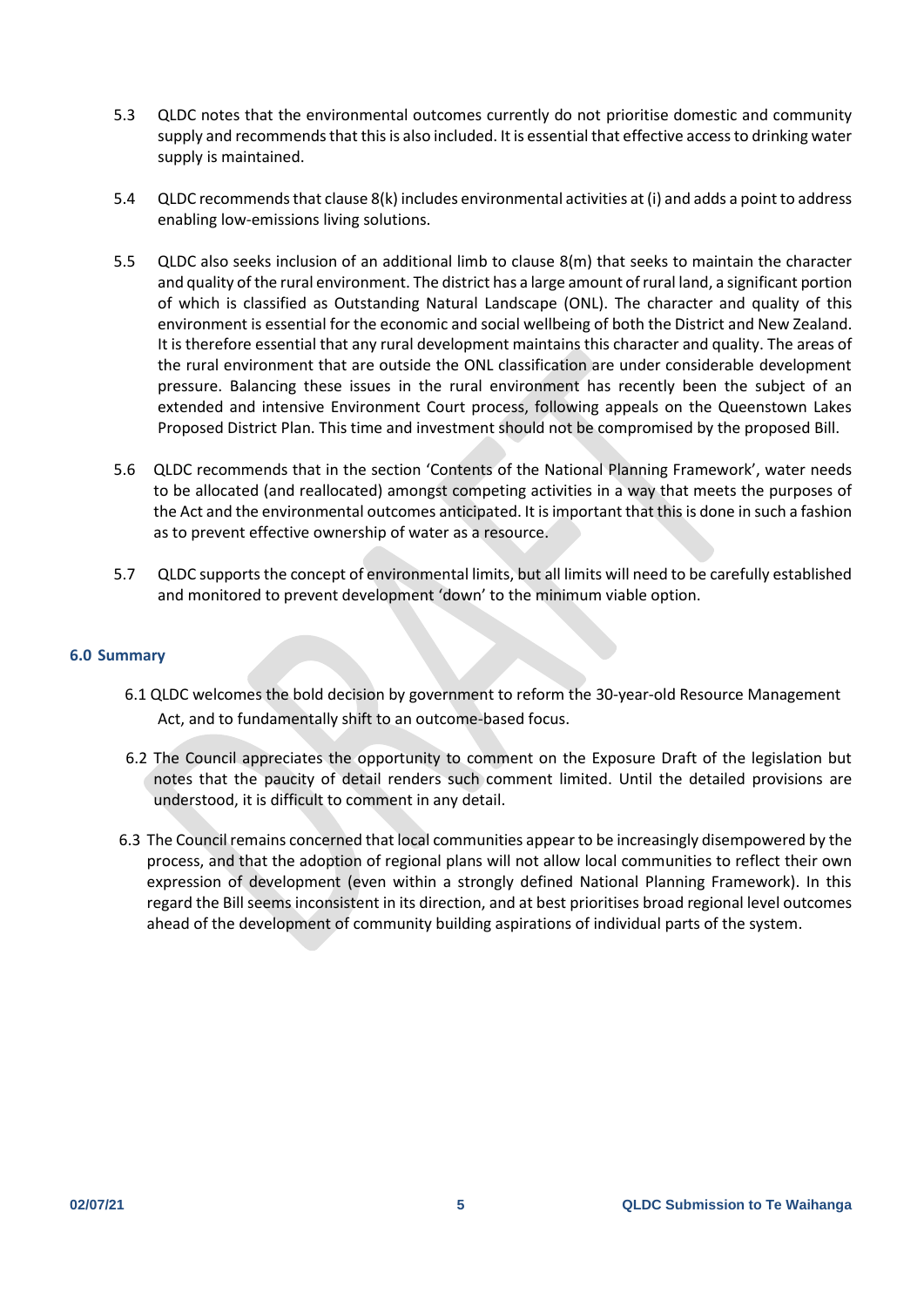5.3 QLDC notes that the environmental outcomes currently do not prioritise domestic and community supply and recommends that this is also included. It is essential that effective access to drinking water supply is maintained.

5.4 QLDC recommends that clause 8(k) includes environmental activities at (i) and adds a point to address enabling low-emissions living solutions.

5.5 QLDC also seeks inclusion of an additional limb to clause 8(m) that seeks to maintain the character and quality of the rural environment. The district has a large amount of rural land, a significant portion of which is classified as Outstanding Natural Landscape (ONL). The character and quality of this environment is essential for the economic and social wellbeing of both the District and New Zealand. It is therefore essential that any rural development maintains this character and quality. The areas of the rural environment that are outside the ONL classification are under considerable development pressure. Balancing these issues in the rural environment has recently been the subject of an extended and intensive Environment Court process, following appeals on the Queenstown Lakes Proposed District Plan. This time and investment should not be compromised by the proposed Bill.

5.6 QLDC recommends that in the section 'Contents of the National Planning Framework', water needs to be allocated (and reallocated) amongst competing activities in a way that meets the purposes of the Act and the environmental outcomes anticipated. It is important that this is done in such a fashion as to prevent effective ownership of water as a resource.

5.7 QLDC supports the concept of environmental limits, but all limits will need to be carefully established and monitored to prevent development 'down' to the minimum viable option.

## 6.0 Summary

6.1 QLDC welcomes the bold decision by government to reform the 30-year-old Resource Management Act, and to fundamentally shift to an outcome-based focus.

6.2 The Council appreciates the opportunity to comment on the Exposure Draft of the legislation but notes that the paucity of detail renders such comment limited. Until the detailed provisions are understood, it is difficult to comment in any detail.

6.3 The Council remains concerned that local communities appear to be increasingly disempowered by the process, and that the adoption of regional plans will not allow local communities to reflect their own expression of development (even within a strongly defined National Planning Framework). In this regard the Bill seems inconsistent in its direction, and at best prioritises broad regional level outcomes ahead of the development of community building aspirations of individual parts of the system.